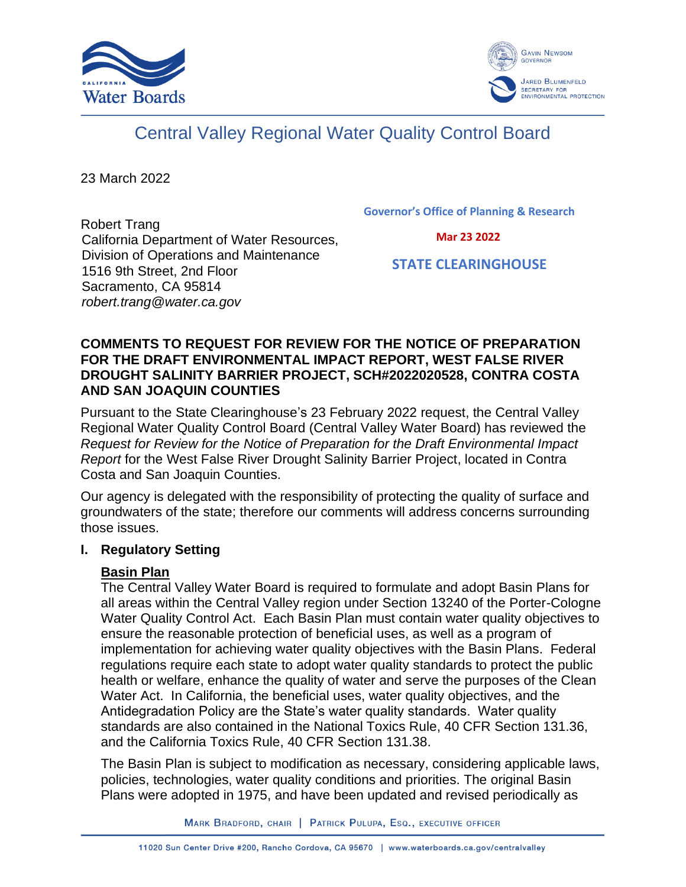# Central Valley Regional Water Quality Control Board

23 March 2022

Robert Trang
California Department of Water Resources,
Division of Operations and Maintenance
1516 9th Street, 2nd Floor
Sacramento, CA 95814
*robert.trang@water.ca.gov*

Governor's Office of Planning & Research

Mar 23 2022

STATE CLEARINGHOUSE

**COMMENTS TO REQUEST FOR REVIEW FOR THE NOTICE OF PREPARATION FOR THE DRAFT ENVIRONMENTAL IMPACT REPORT, WEST FALSE RIVER DROUGHT SALINITY BARRIER PROJECT, SCH#2022020528, CONTRA COSTA AND SAN JOAQUIN COUNTIES**

Pursuant to the State Clearinghouse's 23 February 2022 request, the Central Valley Regional Water Quality Control Board (Central Valley Water Board) has reviewed the *Request for Review for the Notice of Preparation for the Draft Environmental Impact Report* for the West False River Drought Salinity Barrier Project, located in Contra Costa and San Joaquin Counties.

Our agency is delegated with the responsibility of protecting the quality of surface and groundwaters of the state; therefore our comments will address concerns surrounding those issues.

## I. Regulatory Setting

### Basin Plan

The Central Valley Water Board is required to formulate and adopt Basin Plans for all areas within the Central Valley region under Section 13240 of the Porter-Cologne Water Quality Control Act. Each Basin Plan must contain water quality objectives to ensure the reasonable protection of beneficial uses, as well as a program of implementation for achieving water quality objectives with the Basin Plans. Federal regulations require each state to adopt water quality standards to protect the public health or welfare, enhance the quality of water and serve the purposes of the Clean Water Act. In California, the beneficial uses, water quality objectives, and the Antidegradation Policy are the State's water quality standards. Water quality standards are also contained in the National Toxics Rule, 40 CFR Section 131.36, and the California Toxics Rule, 40 CFR Section 131.38.

The Basin Plan is subject to modification as necessary, considering applicable laws, policies, technologies, water quality conditions and priorities. The original Basin Plans were adopted in 1975, and have been updated and revised periodically as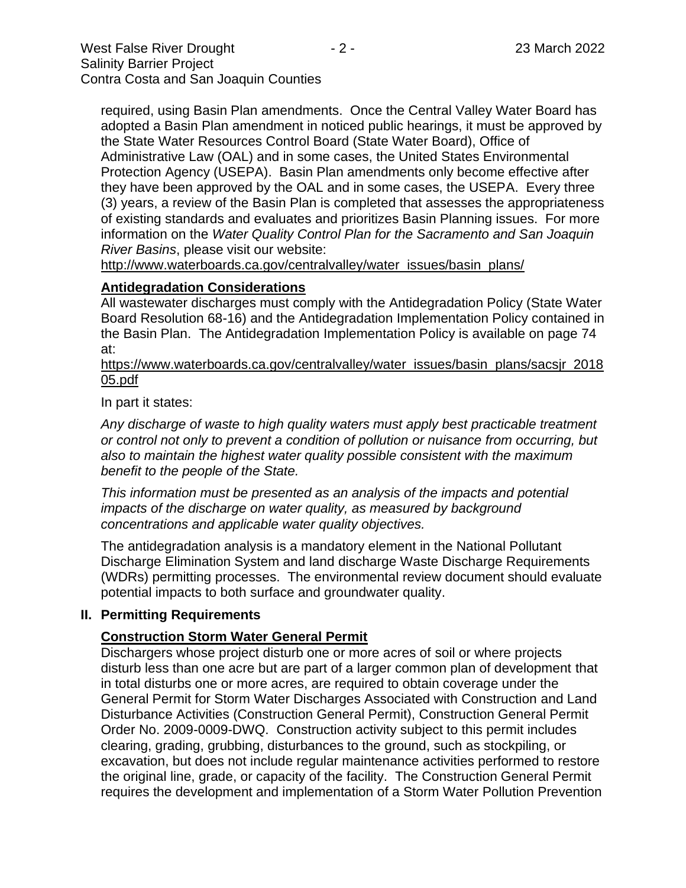required, using Basin Plan amendments. Once the Central Valley Water Board has adopted a Basin Plan amendment in noticed public hearings, it must be approved by the State Water Resources Control Board (State Water Board), Office of Administrative Law (OAL) and in some cases, the United States Environmental Protection Agency (USEPA). Basin Plan amendments only become effective after they have been approved by the OAL and in some cases, the USEPA. Every three (3) years, a review of the Basin Plan is completed that assesses the appropriateness of existing standards and evaluates and prioritizes Basin Planning issues. For more information on the *Water Quality Control Plan for the Sacramento and San Joaquin River Basins*, please visit our website:
http://www.waterboards.ca.gov/centralvalley/water_issues/basin_plans/

**Antidegradation Considerations**

All wastewater discharges must comply with the Antidegradation Policy (State Water Board Resolution 68-16) and the Antidegradation Implementation Policy contained in the Basin Plan. The Antidegradation Implementation Policy is available on page 74 at:
https://www.waterboards.ca.gov/centralvalley/water_issues/basin_plans/sacsjr_201805.pdf

In part it states:

*Any discharge of waste to high quality waters must apply best practicable treatment or control not only to prevent a condition of pollution or nuisance from occurring, but also to maintain the highest water quality possible consistent with the maximum benefit to the people of the State.*

*This information must be presented as an analysis of the impacts and potential impacts of the discharge on water quality, as measured by background concentrations and applicable water quality objectives.*

The antidegradation analysis is a mandatory element in the National Pollutant Discharge Elimination System and land discharge Waste Discharge Requirements (WDRs) permitting processes. The environmental review document should evaluate potential impacts to both surface and groundwater quality.

## II. Permitting Requirements

**Construction Storm Water General Permit**

Dischargers whose project disturb one or more acres of soil or where projects disturb less than one acre but are part of a larger common plan of development that in total disturbs one or more acres, are required to obtain coverage under the General Permit for Storm Water Discharges Associated with Construction and Land Disturbance Activities (Construction General Permit), Construction General Permit Order No. 2009-0009-DWQ. Construction activity subject to this permit includes clearing, grading, grubbing, disturbances to the ground, such as stockpiling, or excavation, but does not include regular maintenance activities performed to restore the original line, grade, or capacity of the facility. The Construction General Permit requires the development and implementation of a Storm Water Pollution Prevention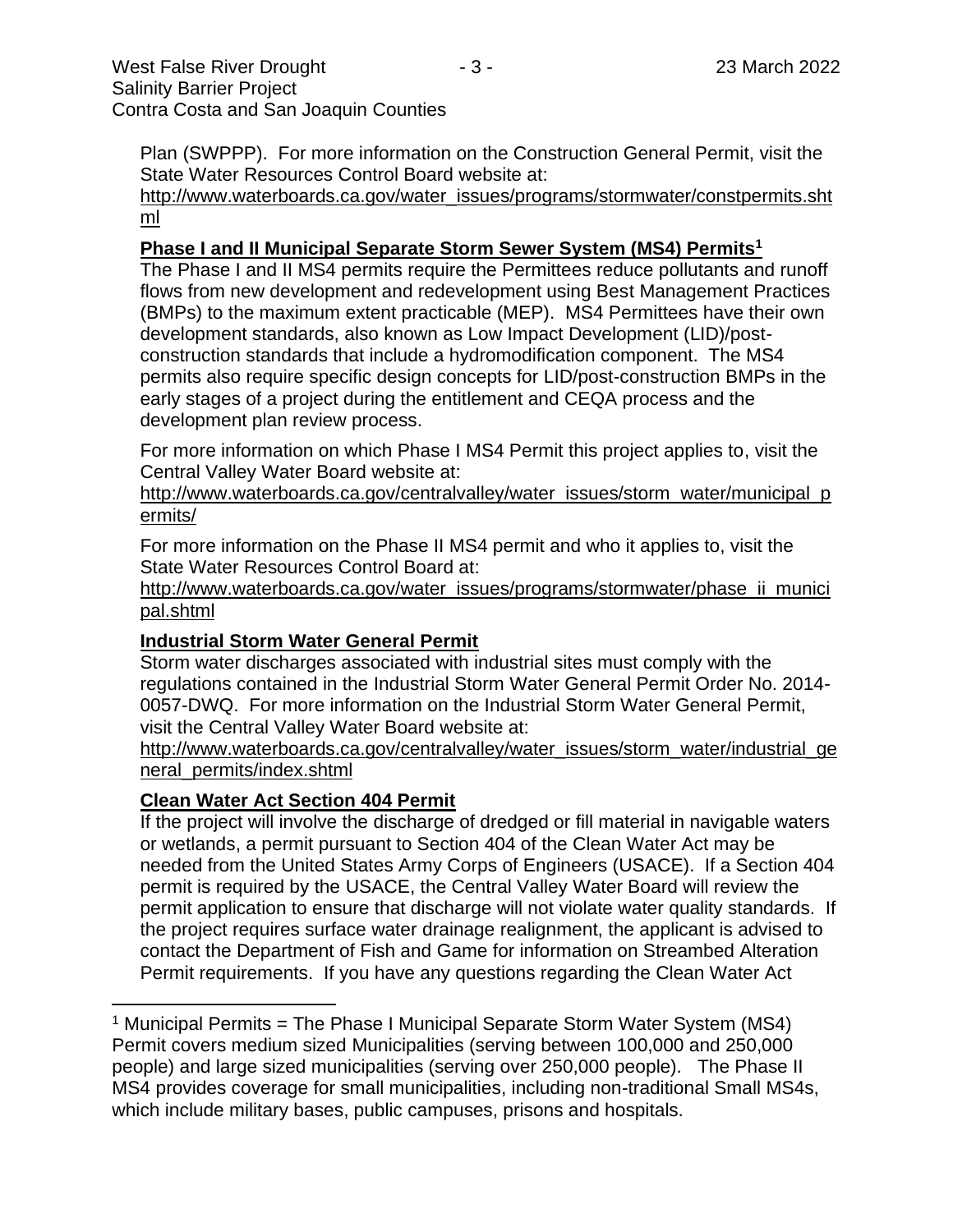Plan (SWPPP). For more information on the Construction General Permit, visit the State Water Resources Control Board website at:
http://www.waterboards.ca.gov/water_issues/programs/stormwater/constpermits.shtml

**Phase I and II Municipal Separate Storm Sewer System (MS4) Permits[1]**

The Phase I and II MS4 permits require the Permittees reduce pollutants and runoff flows from new development and redevelopment using Best Management Practices (BMPs) to the maximum extent practicable (MEP). MS4 Permittees have their own development standards, also known as Low Impact Development (LID)/post-construction standards that include a hydromodification component. The MS4 permits also require specific design concepts for LID/post-construction BMPs in the early stages of a project during the entitlement and CEQA process and the development plan review process.

For more information on which Phase I MS4 Permit this project applies to, visit the Central Valley Water Board website at:
http://www.waterboards.ca.gov/centralvalley/water_issues/storm_water/municipal_permits/

For more information on the Phase II MS4 permit and who it applies to, visit the State Water Resources Control Board at:
http://www.waterboards.ca.gov/water_issues/programs/stormwater/phase_ii_municipal.shtml

**Industrial Storm Water General Permit**

Storm water discharges associated with industrial sites must comply with the regulations contained in the Industrial Storm Water General Permit Order No. 2014-0057-DWQ. For more information on the Industrial Storm Water General Permit, visit the Central Valley Water Board website at:
http://www.waterboards.ca.gov/centralvalley/water_issues/storm_water/industrial_general_permits/index.shtml

**Clean Water Act Section 404 Permit**

If the project will involve the discharge of dredged or fill material in navigable waters or wetlands, a permit pursuant to Section 404 of the Clean Water Act may be needed from the United States Army Corps of Engineers (USACE). If a Section 404 permit is required by the USACE, the Central Valley Water Board will review the permit application to ensure that discharge will not violate water quality standards. If the project requires surface water drainage realignment, the applicant is advised to contact the Department of Fish and Game for information on Streambed Alteration Permit requirements. If you have any questions regarding the Clean Water Act

[1] Municipal Permits = The Phase I Municipal Separate Storm Water System (MS4) Permit covers medium sized Municipalities (serving between 100,000 and 250,000 people) and large sized municipalities (serving over 250,000 people). The Phase II MS4 provides coverage for small municipalities, including non-traditional Small MS4s, which include military bases, public campuses, prisons and hospitals.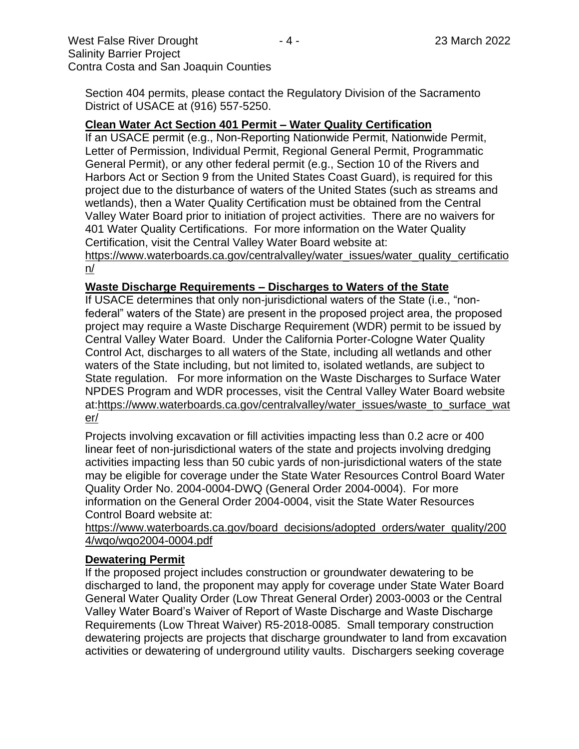Section 404 permits, please contact the Regulatory Division of the Sacramento District of USACE at (916) 557-5250.

**Clean Water Act Section 401 Permit – Water Quality Certification**

If an USACE permit (e.g., Non-Reporting Nationwide Permit, Nationwide Permit, Letter of Permission, Individual Permit, Regional General Permit, Programmatic General Permit), or any other federal permit (e.g., Section 10 of the Rivers and Harbors Act or Section 9 from the United States Coast Guard), is required for this project due to the disturbance of waters of the United States (such as streams and wetlands), then a Water Quality Certification must be obtained from the Central Valley Water Board prior to initiation of project activities. There are no waivers for 401 Water Quality Certifications. For more information on the Water Quality Certification, visit the Central Valley Water Board website at: https://www.waterboards.ca.gov/centralvalley/water_issues/water_quality_certification/

**Waste Discharge Requirements – Discharges to Waters of the State**

If USACE determines that only non-jurisdictional waters of the State (i.e., "non-federal" waters of the State) are present in the proposed project area, the proposed project may require a Waste Discharge Requirement (WDR) permit to be issued by Central Valley Water Board. Under the California Porter-Cologne Water Quality Control Act, discharges to all waters of the State, including all wetlands and other waters of the State including, but not limited to, isolated wetlands, are subject to State regulation. For more information on the Waste Discharges to Surface Water NPDES Program and WDR processes, visit the Central Valley Water Board website at:https://www.waterboards.ca.gov/centralvalley/water_issues/waste_to_surface_water/

Projects involving excavation or fill activities impacting less than 0.2 acre or 400 linear feet of non-jurisdictional waters of the state and projects involving dredging activities impacting less than 50 cubic yards of non-jurisdictional waters of the state may be eligible for coverage under the State Water Resources Control Board Water Quality Order No. 2004-0004-DWQ (General Order 2004-0004). For more information on the General Order 2004-0004, visit the State Water Resources Control Board website at:

https://www.waterboards.ca.gov/board_decisions/adopted_orders/water_quality/2004/wqo/wqo2004-0004.pdf

**Dewatering Permit**

If the proposed project includes construction or groundwater dewatering to be discharged to land, the proponent may apply for coverage under State Water Board General Water Quality Order (Low Threat General Order) 2003-0003 or the Central Valley Water Board's Waiver of Report of Waste Discharge and Waste Discharge Requirements (Low Threat Waiver) R5-2018-0085. Small temporary construction dewatering projects are projects that discharge groundwater to land from excavation activities or dewatering of underground utility vaults. Dischargers seeking coverage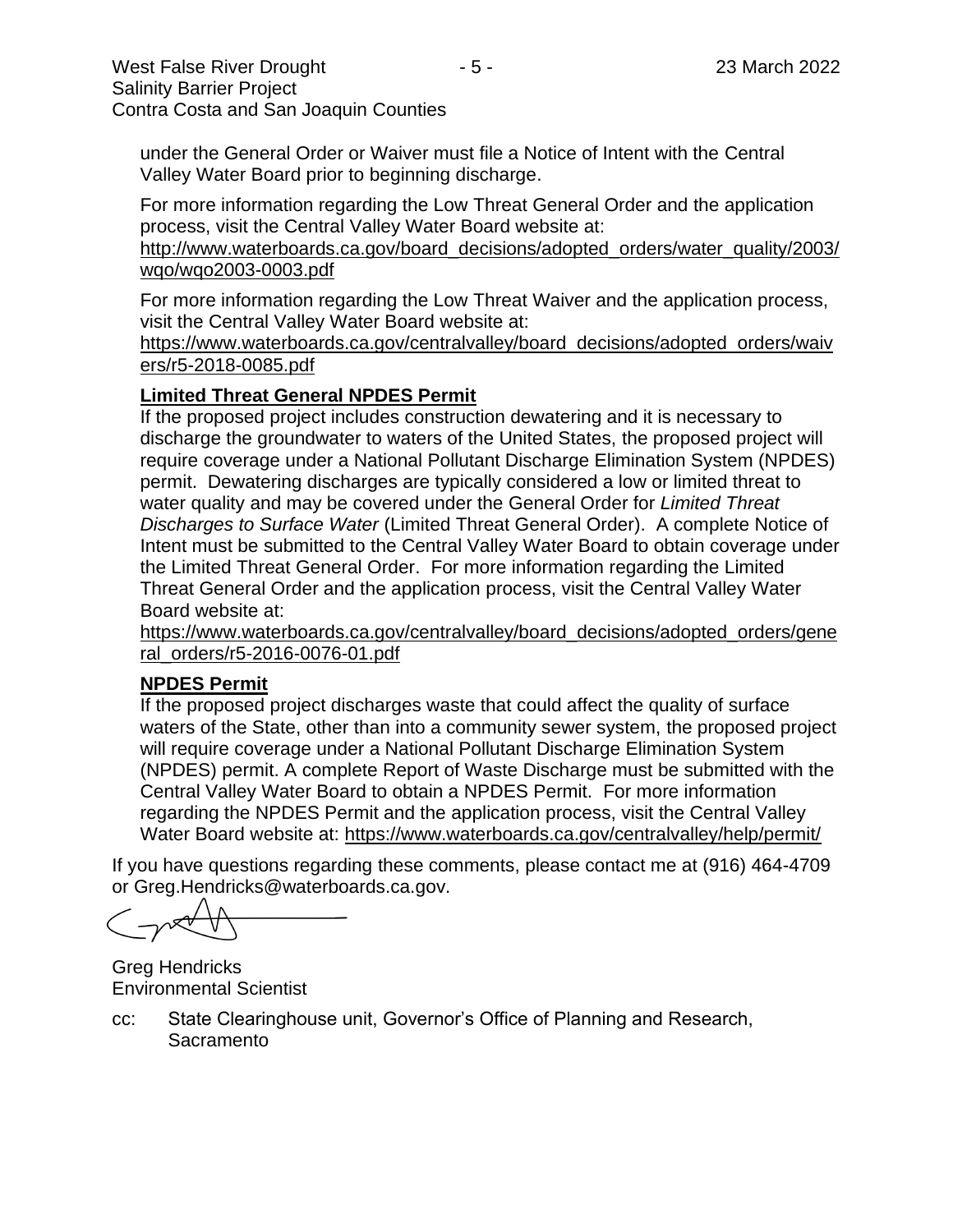under the General Order or Waiver must file a Notice of Intent with the Central Valley Water Board prior to beginning discharge.

For more information regarding the Low Threat General Order and the application process, visit the Central Valley Water Board website at: http://www.waterboards.ca.gov/board_decisions/adopted_orders/water_quality/2003/wqo/wqo2003-0003.pdf

For more information regarding the Low Threat Waiver and the application process, visit the Central Valley Water Board website at: https://www.waterboards.ca.gov/centralvalley/board_decisions/adopted_orders/waivers/r5-2018-0085.pdf

**Limited Threat General NPDES Permit**

If the proposed project includes construction dewatering and it is necessary to discharge the groundwater to waters of the United States, the proposed project will require coverage under a National Pollutant Discharge Elimination System (NPDES) permit. Dewatering discharges are typically considered a low or limited threat to water quality and may be covered under the General Order for *Limited Threat Discharges to Surface Water* (Limited Threat General Order). A complete Notice of Intent must be submitted to the Central Valley Water Board to obtain coverage under the Limited Threat General Order. For more information regarding the Limited Threat General Order and the application process, visit the Central Valley Water Board website at: https://www.waterboards.ca.gov/centralvalley/board_decisions/adopted_orders/general_orders/r5-2016-0076-01.pdf

**NPDES Permit**

If the proposed project discharges waste that could affect the quality of surface waters of the State, other than into a community sewer system, the proposed project will require coverage under a National Pollutant Discharge Elimination System (NPDES) permit. A complete Report of Waste Discharge must be submitted with the Central Valley Water Board to obtain a NPDES Permit. For more information regarding the NPDES Permit and the application process, visit the Central Valley Water Board website at: https://www.waterboards.ca.gov/centralvalley/help/permit/

If you have questions regarding these comments, please contact me at (916) 464-4709 or Greg.Hendricks@waterboards.ca.gov.

Greg Hendricks
Environmental Scientist

cc: State Clearinghouse unit, Governor's Office of Planning and Research, Sacramento